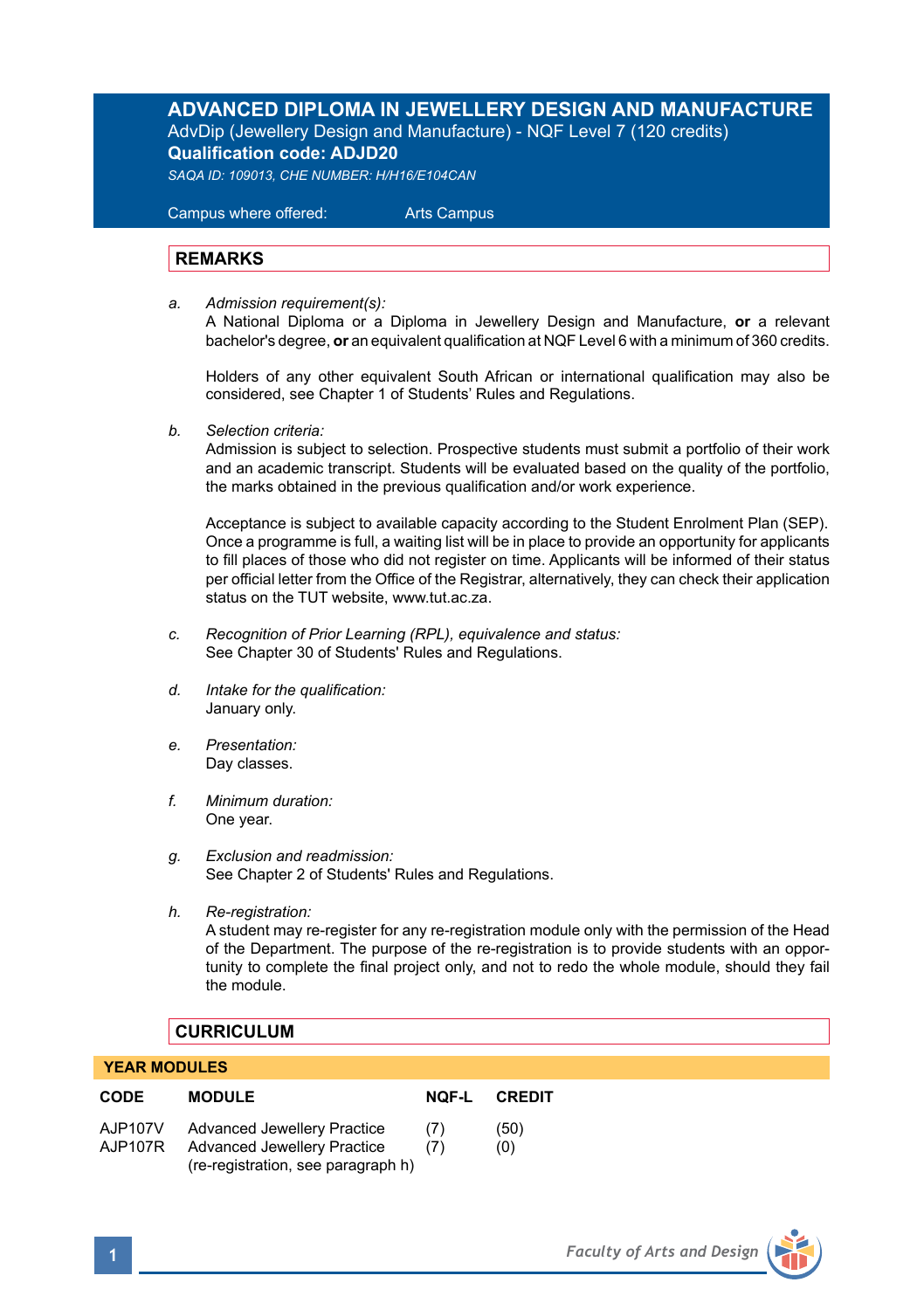# ADVANCED DIPLOMA IN JEWELLERY DESIGN AND MANUFACTURE

AdvDip (Jewellery Design and Manufacture) - NQF Level 7 (120 credits)

**Qualification code: ADJD20**

*SAQA ID: 109013, CHE NUMBER: H/H16/E104CAN*

Campus where offered: Arts Campus

## REMARKS

a. *Admission requirement(s):*
A National Diploma or a Diploma in Jewellery Design and Manufacture, **or** a relevant bachelor's degree, **or** an equivalent qualification at NQF Level 6 with a minimum of 360 credits.

Holders of any other equivalent South African or international qualification may also be considered, see Chapter 1 of Students' Rules and Regulations.

b. *Selection criteria:*
Admission is subject to selection. Prospective students must submit a portfolio of their work and an academic transcript. Students will be evaluated based on the quality of the portfolio, the marks obtained in the previous qualification and/or work experience.

Acceptance is subject to available capacity according to the Student Enrolment Plan (SEP). Once a programme is full, a waiting list will be in place to provide an opportunity for applicants to fill places of those who did not register on time. Applicants will be informed of their status per official letter from the Office of the Registrar, alternatively, they can check their application status on the TUT website, www.tut.ac.za.

c. *Recognition of Prior Learning (RPL), equivalence and status:*
See Chapter 30 of Students' Rules and Regulations.

d. *Intake for the qualification:*
January only.

e. *Presentation:*
Day classes.

f. *Minimum duration:*
One year.

g. *Exclusion and readmission:*
See Chapter 2 of Students' Rules and Regulations.

h. *Re-registration:*
A student may re-register for any re-registration module only with the permission of the Head of the Department. The purpose of the re-registration is to provide students with an opportunity to complete the final project only, and not to redo the whole module, should they fail the module.

## CURRICULUM

### YEAR MODULES

| CODE | MODULE | NQF-L | CREDIT |
|---|---|---|---|
| AJP107V | Advanced Jewellery Practice | (7) | (50) |
| AJP107R | Advanced Jewellery Practice (re-registration, see paragraph h) | (7) | (0) |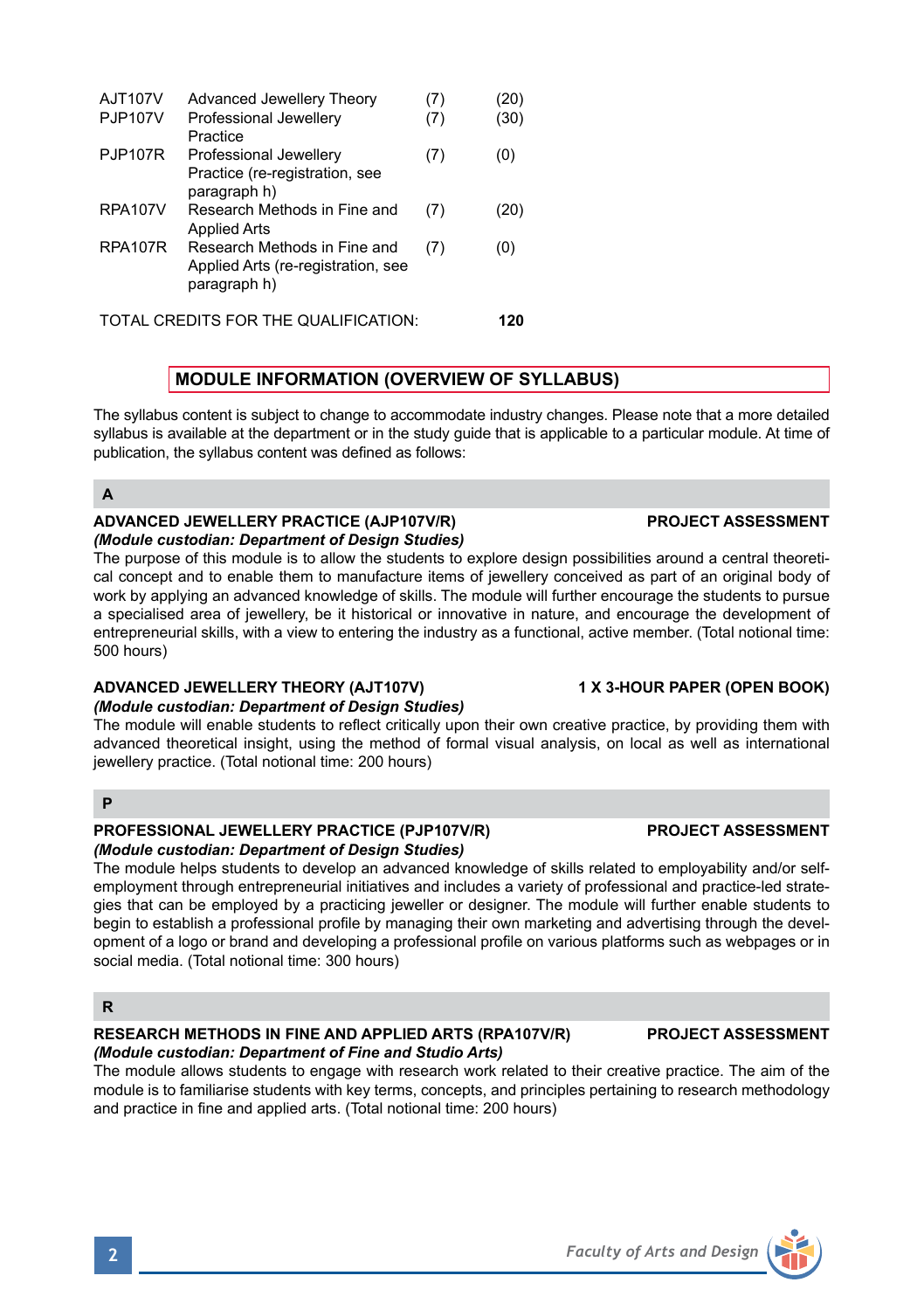| | | | |
|---|---|---|---|
| AJT107V | Advanced Jewellery Theory | (7) | (20) |
| PJP107V | Professional Jewellery Practice | (7) | (30) |
| PJP107R | Professional Jewellery Practice (re-registration, see paragraph h) | (7) | (0) |
| RPA107V | Research Methods in Fine and Applied Arts | (7) | (20) |
| RPA107R | Research Methods in Fine and Applied Arts (re-registration, see paragraph h) | (7) | (0) |

TOTAL CREDITS FOR THE QUALIFICATION: **120**

## MODULE INFORMATION (OVERVIEW OF SYLLABUS)

The syllabus content is subject to change to accommodate industry changes. Please note that a more detailed syllabus is available at the department or in the study guide that is applicable to a particular module. At time of publication, the syllabus content was defined as follows:

### A

**ADVANCED JEWELLERY PRACTICE (AJP107V/R)** **PROJECT ASSESSMENT**
***(Module custodian: Department of Design Studies)***
The purpose of this module is to allow the students to explore design possibilities around a central theoretical concept and to enable them to manufacture items of jewellery conceived as part of an original body of work by applying an advanced knowledge of skills. The module will further encourage the students to pursue a specialised area of jewellery, be it historical or innovative in nature, and encourage the development of entrepreneurial skills, with a view to entering the industry as a functional, active member. (Total notional time: 500 hours)

**ADVANCED JEWELLERY THEORY (AJT107V)** **1 X 3-HOUR PAPER (OPEN BOOK)**
***(Module custodian: Department of Design Studies)***
The module will enable students to reflect critically upon their own creative practice, by providing them with advanced theoretical insight, using the method of formal visual analysis, on local as well as international jewellery practice. (Total notional time: 200 hours)

### P

**PROFESSIONAL JEWELLERY PRACTICE (PJP107V/R)** **PROJECT ASSESSMENT**
***(Module custodian: Department of Design Studies)***
The module helps students to develop an advanced knowledge of skills related to employability and/or self-employment through entrepreneurial initiatives and includes a variety of professional and practice-led strategies that can be employed by a practicing jeweller or designer. The module will further enable students to begin to establish a professional profile by managing their own marketing and advertising through the development of a logo or brand and developing a professional profile on various platforms such as webpages or in social media. (Total notional time: 300 hours)

### R

**RESEARCH METHODS IN FINE AND APPLIED ARTS (RPA107V/R)** **PROJECT ASSESSMENT**
***(Module custodian: Department of Fine and Studio Arts)***
The module allows students to engage with research work related to their creative practice. The aim of the module is to familiarise students with key terms, concepts, and principles pertaining to research methodology and practice in fine and applied arts. (Total notional time: 200 hours)